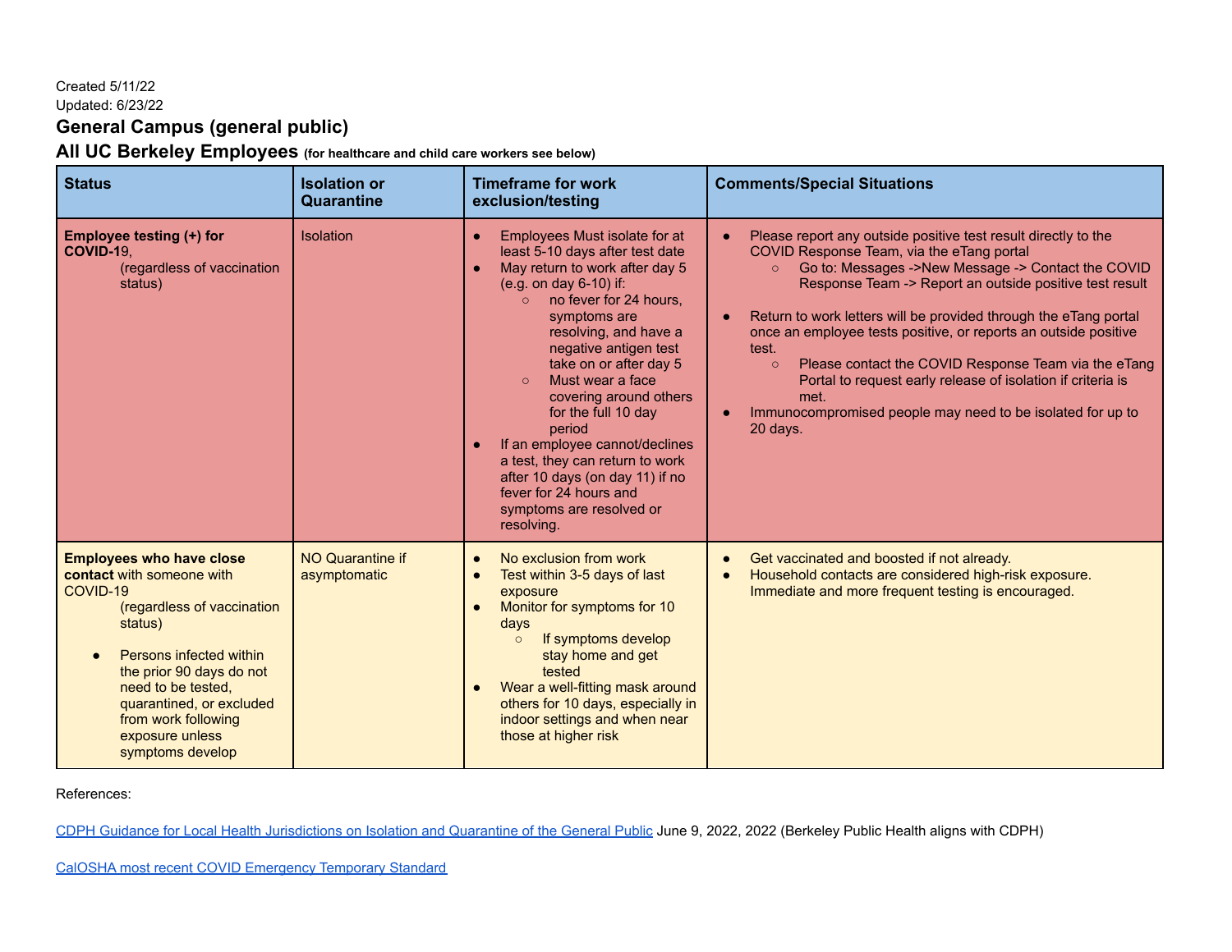Created 5/11/22
Updated: 6/23/22

## General Campus (general public)

## All UC Berkeley Employees (for healthcare and child care workers see below)

| Status | Isolation or Quarantine | Timeframe for work exclusion/testing | Comments/Special Situations |
|---|---|---|---|
| **Employee testing (+) for COVID-1**9, (regardless of vaccination status) | Isolation | • Employees Must isolate for at least 5-10 days after test date<br>• May return to work after day 5 (e.g. on day 6-10) if:<br>&nbsp;&nbsp;○ no fever for 24 hours, symptoms are resolving, and have a negative antigen test take on or after day 5<br>&nbsp;&nbsp;○ Must wear a face covering around others for the full 10 day period<br>• If an employee cannot/declines a test, they can return to work after 10 days (on day 11) if no fever for 24 hours and symptoms are resolved or resolving. | • Please report any outside positive test result directly to the COVID Response Team, via the eTang portal<br>&nbsp;&nbsp;○ Go to: Messages ->New Message -> Contact the COVID Response Team -> Report an outside positive test result<br>• Return to work letters will be provided through the eTang portal once an employee tests positive, or reports an outside positive test.<br>&nbsp;&nbsp;○ Please contact the COVID Response Team via the eTang Portal to request early release of isolation if criteria is met.<br>• Immunocompromised people may need to be isolated for up to 20 days. |
| **Employees who have close contact** with someone with COVID-19 (regardless of vaccination status)<br>• Persons infected within the prior 90 days do not need to be tested, quarantined, or excluded from work following exposure unless symptoms develop | NO Quarantine if asymptomatic | • No exclusion from work<br>• Test within 3-5 days of last exposure<br>• Monitor for symptoms for 10 days<br>&nbsp;&nbsp;○ If symptoms develop stay home and get tested<br>• Wear a well-fitting mask around others for 10 days, especially in indoor settings and when near those at higher risk | • Get vaccinated and boosted if not already.<br>• Household contacts are considered high-risk exposure. Immediate and more frequent testing is encouraged. |

References:

CDPH Guidance for Local Health Jurisdictions on Isolation and Quarantine of the General Public June 9, 2022, 2022 (Berkeley Public Health aligns with CDPH)

CalOSHA most recent COVID Emergency Temporary Standard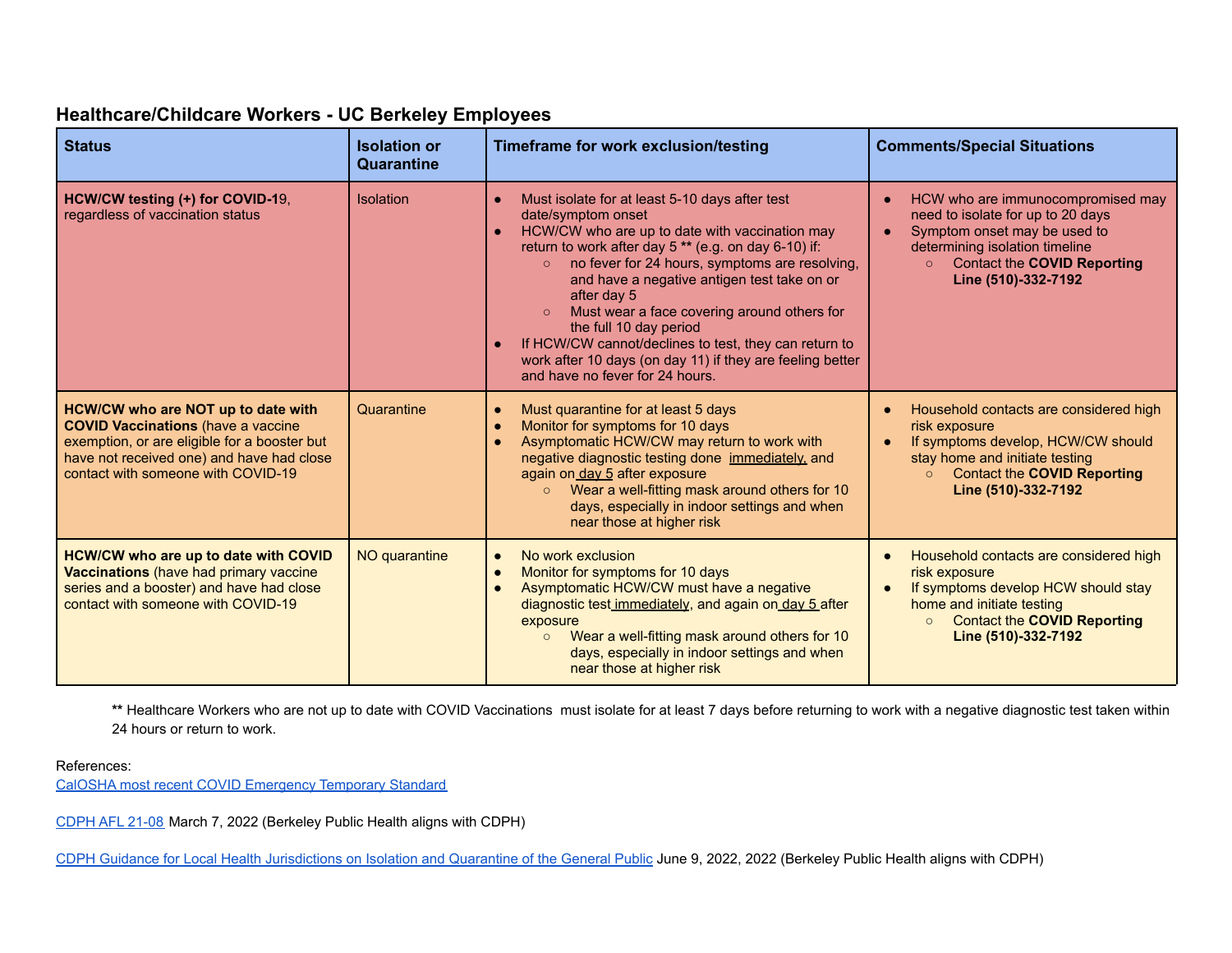## Healthcare/Childcare Workers - UC Berkeley Employees

| Status | Isolation or Quarantine | Timeframe for work exclusion/testing | Comments/Special Situations |
|---|---|---|---|
| **HCW/CW testing (+) for COVID-1**9, regardless of vaccination status | Isolation | • Must isolate for at least 5-10 days after test date/symptom onset<br>• HCW/CW who are up to date with vaccination may return to work after day 5 ** (e.g. on day 6-10) if:<br>&nbsp;&nbsp;○ no fever for 24 hours, symptoms are resolving, and have a negative antigen test take on or after day 5<br>&nbsp;&nbsp;○ Must wear a face covering around others for the full 10 day period<br>• If HCW/CW cannot/declines to test, they can return to work after 10 days (on day 11) if they are feeling better and have no fever for 24 hours. | • HCW who are immunocompromised may need to isolate for up to 20 days<br>• Symptom onset may be used to determining isolation timeline<br>&nbsp;&nbsp;○ Contact the **COVID Reporting Line (510)-332-7192** |
| **HCW/CW who are NOT up to date with COVID Vaccinations** (have a vaccine exemption, or are eligible for a booster but have not received one) and have had close contact with someone with COVID-19 | Quarantine | • Must quarantine for at least 5 days<br>• Monitor for symptoms for 10 days<br>• Asymptomatic HCW/CW may return to work with negative diagnostic testing done immediately, and again on day 5 after exposure<br>&nbsp;&nbsp;○ Wear a well-fitting mask around others for 10 days, especially in indoor settings and when near those at higher risk | • Household contacts are considered high risk exposure<br>• If symptoms develop, HCW/CW should stay home and initiate testing<br>&nbsp;&nbsp;○ Contact the **COVID Reporting Line (510)-332-7192** |
| **HCW/CW who are up to date with COVID Vaccinations** (have had primary vaccine series and a booster) and have had close contact with someone with COVID-19 | NO quarantine | • No work exclusion<br>• Monitor for symptoms for 10 days<br>• Asymptomatic HCW/CW must have a negative diagnostic test immediately, and again on day 5 after exposure<br>&nbsp;&nbsp;○ Wear a well-fitting mask around others for 10 days, especially in indoor settings and when near those at higher risk | • Household contacts are considered high risk exposure<br>• If symptoms develop HCW should stay home and initiate testing<br>&nbsp;&nbsp;○ Contact the **COVID Reporting Line (510)-332-7192** |

**** Healthcare Workers who are not up to date with COVID Vaccinations must isolate for at least 7 days before returning to work with a negative diagnostic test taken within 24 hours or return to work.

References:

CalOSHA most recent COVID Emergency Temporary Standard

CDPH AFL 21-08 March 7, 2022 (Berkeley Public Health aligns with CDPH)

CDPH Guidance for Local Health Jurisdictions on Isolation and Quarantine of the General Public June 9, 2022, 2022 (Berkeley Public Health aligns with CDPH)